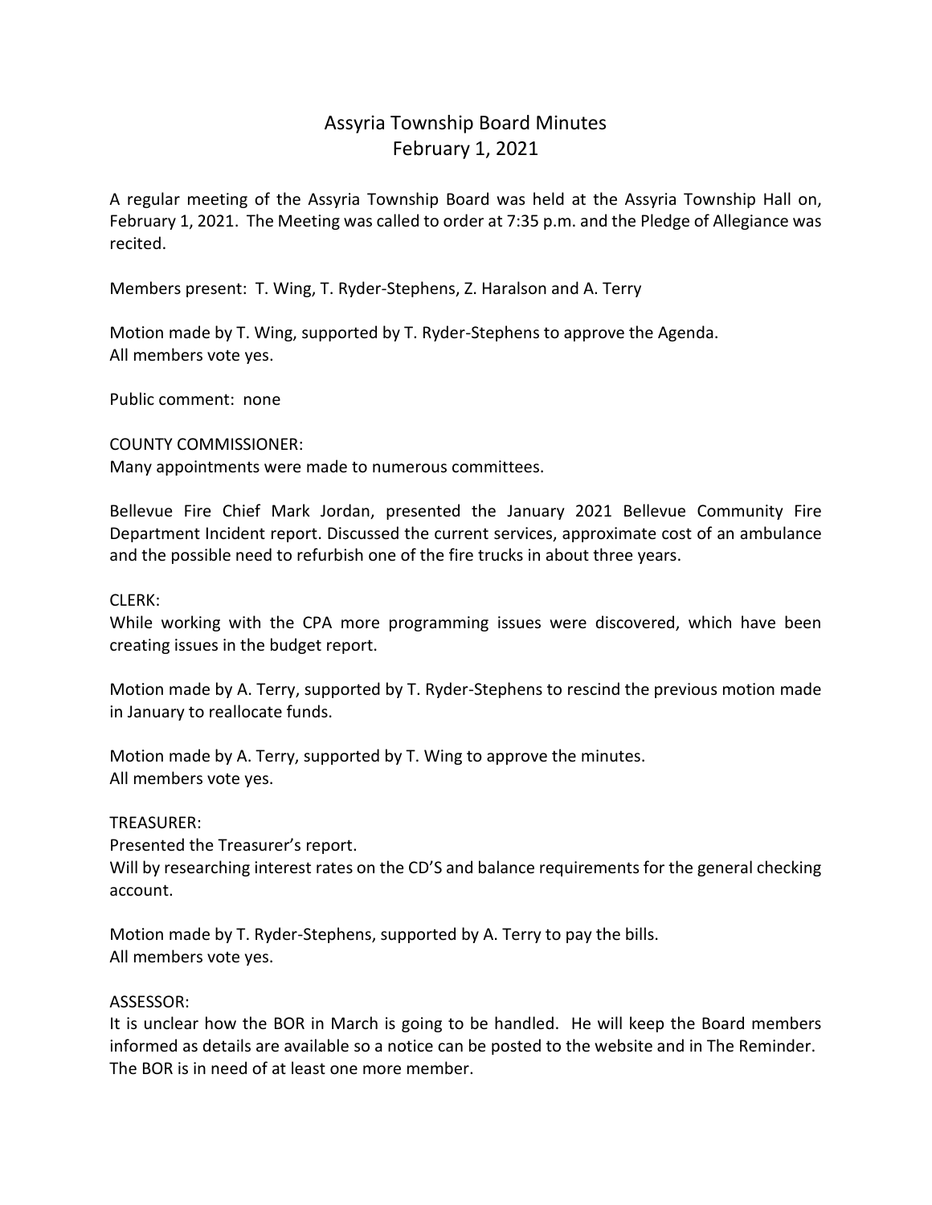# Assyria Township Board Minutes
## February 1, 2021

A regular meeting of the Assyria Township Board was held at the Assyria Township Hall on, February 1, 2021. The Meeting was called to order at 7:35 p.m. and the Pledge of Allegiance was recited.

Members present: T. Wing, T. Ryder-Stephens, Z. Haralson and A. Terry

Motion made by T. Wing, supported by T. Ryder-Stephens to approve the Agenda.
All members vote yes.

Public comment: none

COUNTY COMMISSIONER:
Many appointments were made to numerous committees.

Bellevue Fire Chief Mark Jordan, presented the January 2021 Bellevue Community Fire Department Incident report. Discussed the current services, approximate cost of an ambulance and the possible need to refurbish one of the fire trucks in about three years.

CLERK:
While working with the CPA more programming issues were discovered, which have been creating issues in the budget report.

Motion made by A. Terry, supported by T. Ryder-Stephens to rescind the previous motion made in January to reallocate funds.

Motion made by A. Terry, supported by T. Wing to approve the minutes.
All members vote yes.

TREASURER:
Presented the Treasurer's report.
Will by researching interest rates on the CD'S and balance requirements for the general checking account.

Motion made by T. Ryder-Stephens, supported by A. Terry to pay the bills.
All members vote yes.

ASSESSOR:
It is unclear how the BOR in March is going to be handled. He will keep the Board members informed as details are available so a notice can be posted to the website and in The Reminder. The BOR is in need of at least one more member.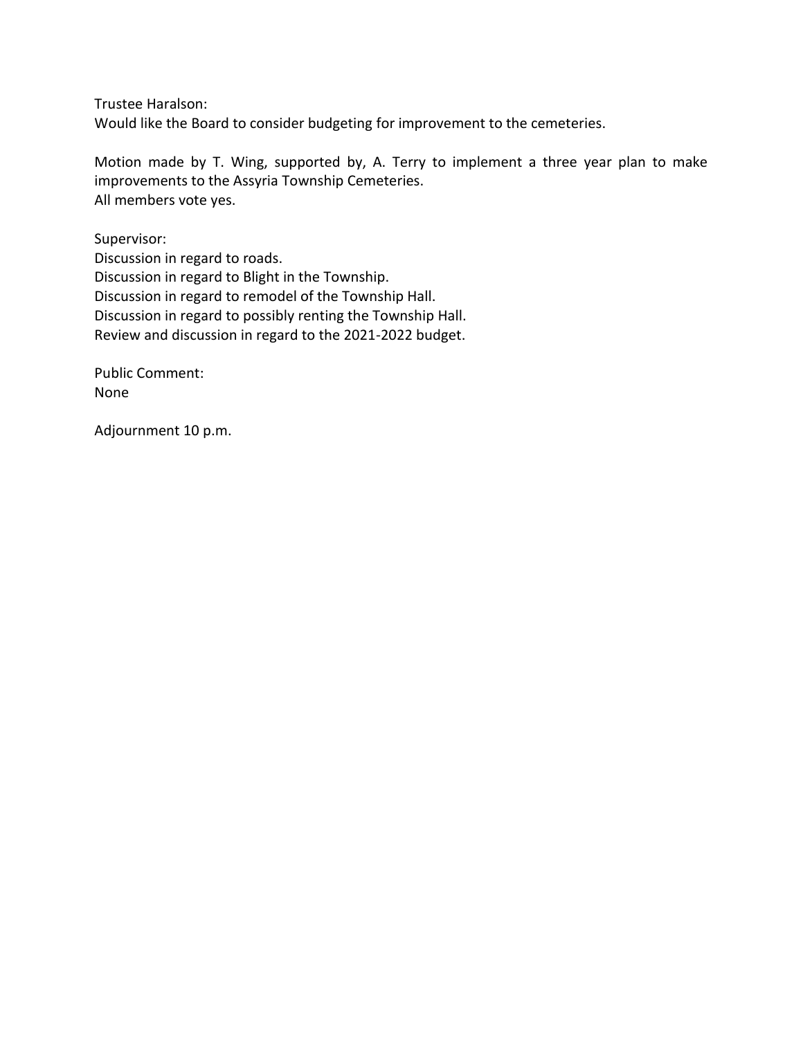Trustee Haralson:
Would like the Board to consider budgeting for improvement to the cemeteries.

Motion made by T. Wing, supported by, A. Terry to implement a three year plan to make improvements to the Assyria Township Cemeteries.
All members vote yes.

Supervisor:
Discussion in regard to roads.
Discussion in regard to Blight in the Township.
Discussion in regard to remodel of the Township Hall.
Discussion in regard to possibly renting the Township Hall.
Review and discussion in regard to the 2021-2022 budget.

Public Comment:
None

Adjournment 10 p.m.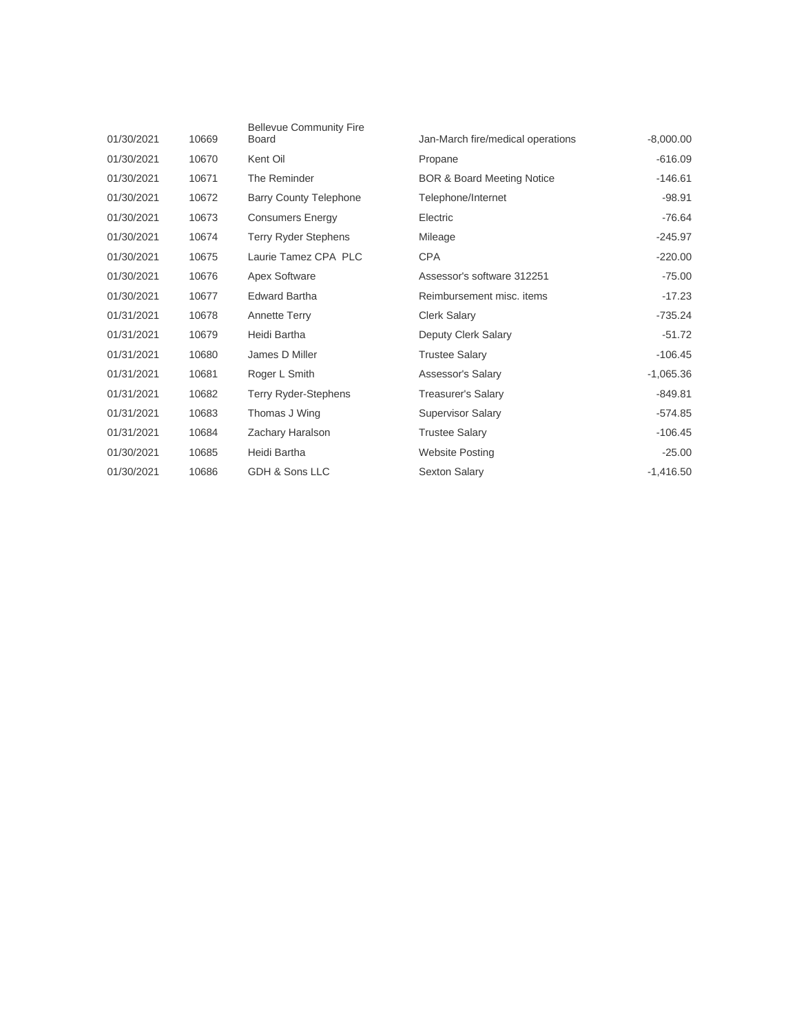| | | | | |
|---|---|---|---|---|
| 01/30/2021 | 10669 | Bellevue Community Fire Board | Jan-March fire/medical operations | -8,000.00 |
| 01/30/2021 | 10670 | Kent Oil | Propane | -616.09 |
| 01/30/2021 | 10671 | The Reminder | BOR & Board Meeting Notice | -146.61 |
| 01/30/2021 | 10672 | Barry County Telephone | Telephone/Internet | -98.91 |
| 01/30/2021 | 10673 | Consumers Energy | Electric | -76.64 |
| 01/30/2021 | 10674 | Terry Ryder Stephens | Mileage | -245.97 |
| 01/30/2021 | 10675 | Laurie Tamez CPA PLC | CPA | -220.00 |
| 01/30/2021 | 10676 | Apex Software | Assessor's software 312251 | -75.00 |
| 01/30/2021 | 10677 | Edward Bartha | Reimbursement misc. items | -17.23 |
| 01/31/2021 | 10678 | Annette Terry | Clerk Salary | -735.24 |
| 01/31/2021 | 10679 | Heidi Bartha | Deputy Clerk Salary | -51.72 |
| 01/31/2021 | 10680 | James D Miller | Trustee Salary | -106.45 |
| 01/31/2021 | 10681 | Roger L Smith | Assessor's Salary | -1,065.36 |
| 01/31/2021 | 10682 | Terry Ryder-Stephens | Treasurer's Salary | -849.81 |
| 01/31/2021 | 10683 | Thomas J Wing | Supervisor Salary | -574.85 |
| 01/31/2021 | 10684 | Zachary Haralson | Trustee Salary | -106.45 |
| 01/30/2021 | 10685 | Heidi Bartha | Website Posting | -25.00 |
| 01/30/2021 | 10686 | GDH & Sons LLC | Sexton Salary | -1,416.50 |